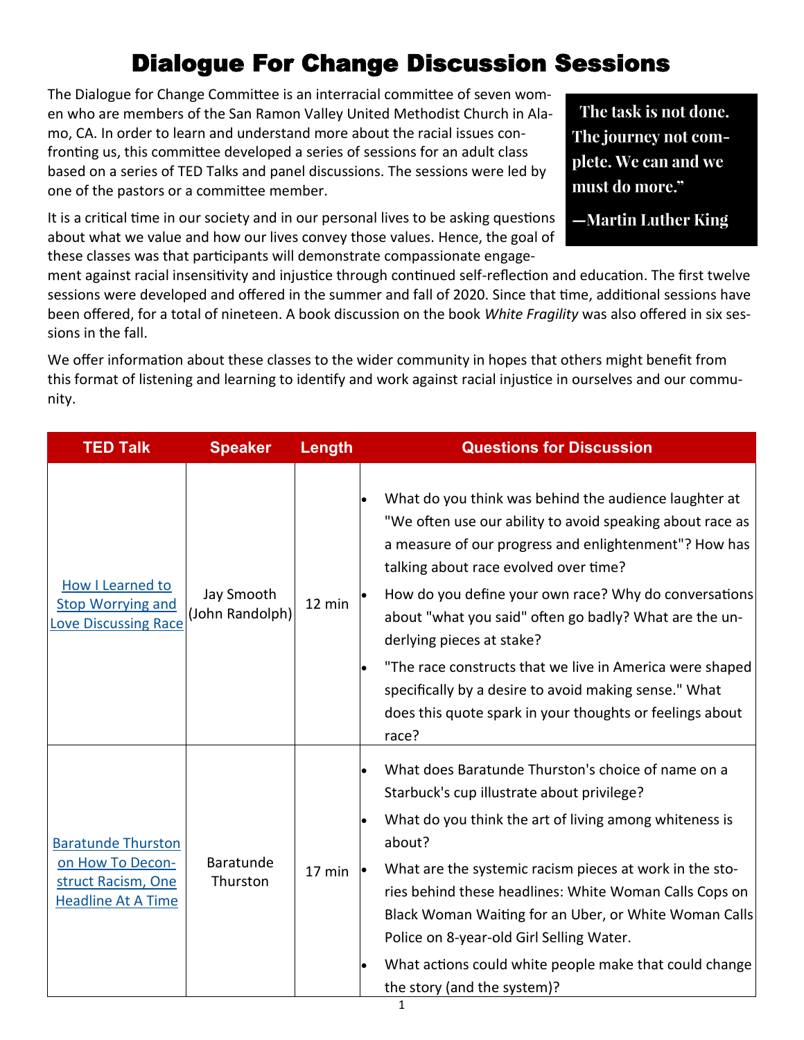# Dialogue For Change Discussion Sessions

> The task is not done. The journey not complete. We can and we must do more."
>
> —Martin Luther King

The Dialogue for Change Committee is an interracial committee of seven women who are members of the San Ramon Valley United Methodist Church in Alamo, CA. In order to learn and understand more about the racial issues confronting us, this committee developed a series of sessions for an adult class based on a series of TED Talks and panel discussions. The sessions were led by one of the pastors or a committee member.

It is a critical time in our society and in our personal lives to be asking questions about what we value and how our lives convey those values. Hence, the goal of these classes was that participants will demonstrate compassionate engagement against racial insensitivity and injustice through continued self-reflection and education. The first twelve sessions were developed and offered in the summer and fall of 2020. Since that time, additional sessions have been offered, for a total of nineteen. A book discussion on the book *White Fragility* was also offered in six sessions in the fall.

We offer information about these classes to the wider community in hopes that others might benefit from this format of listening and learning to identify and work against racial injustice in ourselves and our community.

| TED Talk | Speaker | Length | Questions for Discussion |
|---|---|---|---|
| How I Learned to Stop Worrying and Love Discussing Race | Jay Smooth (John Randolph) | 12 min | • What do you think was behind the audience laughter at "We often use our ability to avoid speaking about race as a measure of our progress and enlightenment"? How has talking about race evolved over time?<br>• How do you define your own race? Why do conversations about "what you said" often go badly? What are the underlying pieces at stake?<br>• "The race constructs that we live in America were shaped specifically by a desire to avoid making sense." What does this quote spark in your thoughts or feelings about race? |
| Baratunde Thurston on How To Deconstruct Racism, One Headline At A Time | Baratunde Thurston | 17 min | • What does Baratunde Thurston's choice of name on a Starbuck's cup illustrate about privilege?<br>• What do you think the art of living among whiteness is about?<br>• What are the systemic racism pieces at work in the stories behind these headlines: White Woman Calls Cops on Black Woman Waiting for an Uber, or White Woman Calls Police on 8-year-old Girl Selling Water.<br>• What actions could white people make that could change the story (and the system)? |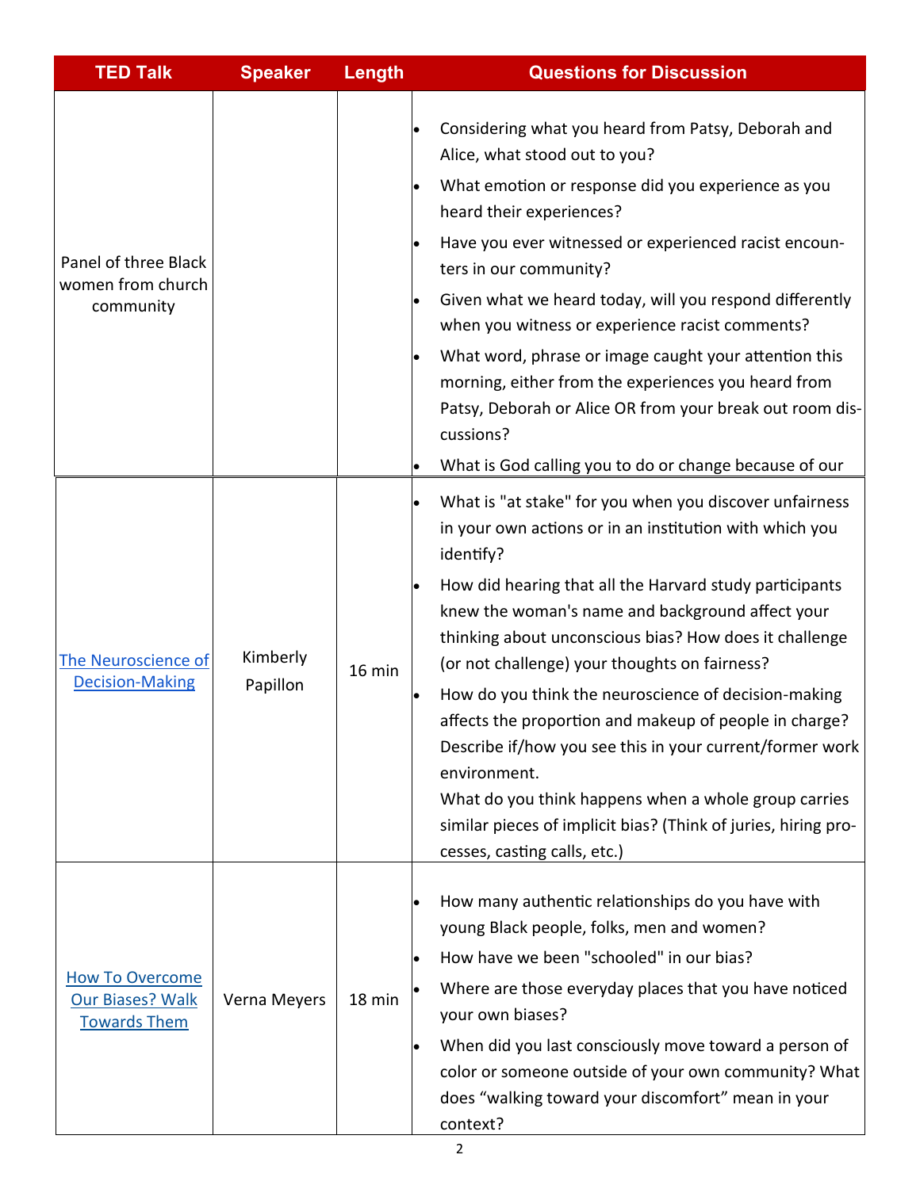| TED Talk | Speaker | Length | Questions for Discussion |
|---|---|---|---|
| Panel of three Black women from church community | | | • Considering what you heard from Patsy, Deborah and Alice, what stood out to you?<br>• What emotion or response did you experience as you heard their experiences?<br>• Have you ever witnessed or experienced racist encounters in our community?<br>• Given what we heard today, will you respond differently when you witness or experience racist comments?<br>• What word, phrase or image caught your attention this morning, either from the experiences you heard from Patsy, Deborah or Alice OR from your break out room discussions?<br>• What is God calling you to do or change because of our |
| [The Neuroscience of Decision-Making]() | Kimberly Papillon | 16 min | • What is "at stake" for you when you discover unfairness in your own actions or in an institution with which you identify?<br>• How did hearing that all the Harvard study participants knew the woman's name and background affect your thinking about unconscious bias? How does it challenge (or not challenge) your thoughts on fairness?<br>• How do you think the neuroscience of decision-making affects the proportion and makeup of people in charge? Describe if/how you see this in your current/former work environment.<br>What do you think happens when a whole group carries similar pieces of implicit bias? (Think of juries, hiring processes, casting calls, etc.) |
| [How To Overcome Our Biases? Walk Towards Them]() | Verna Meyers | 18 min | • How many authentic relationships do you have with young Black people, folks, men and women?<br>• How have we been "schooled" in our bias?<br>• Where are those everyday places that you have noticed your own biases?<br>• When did you last consciously move toward a person of color or someone outside of your own community? What does “walking toward your discomfort” mean in your context? |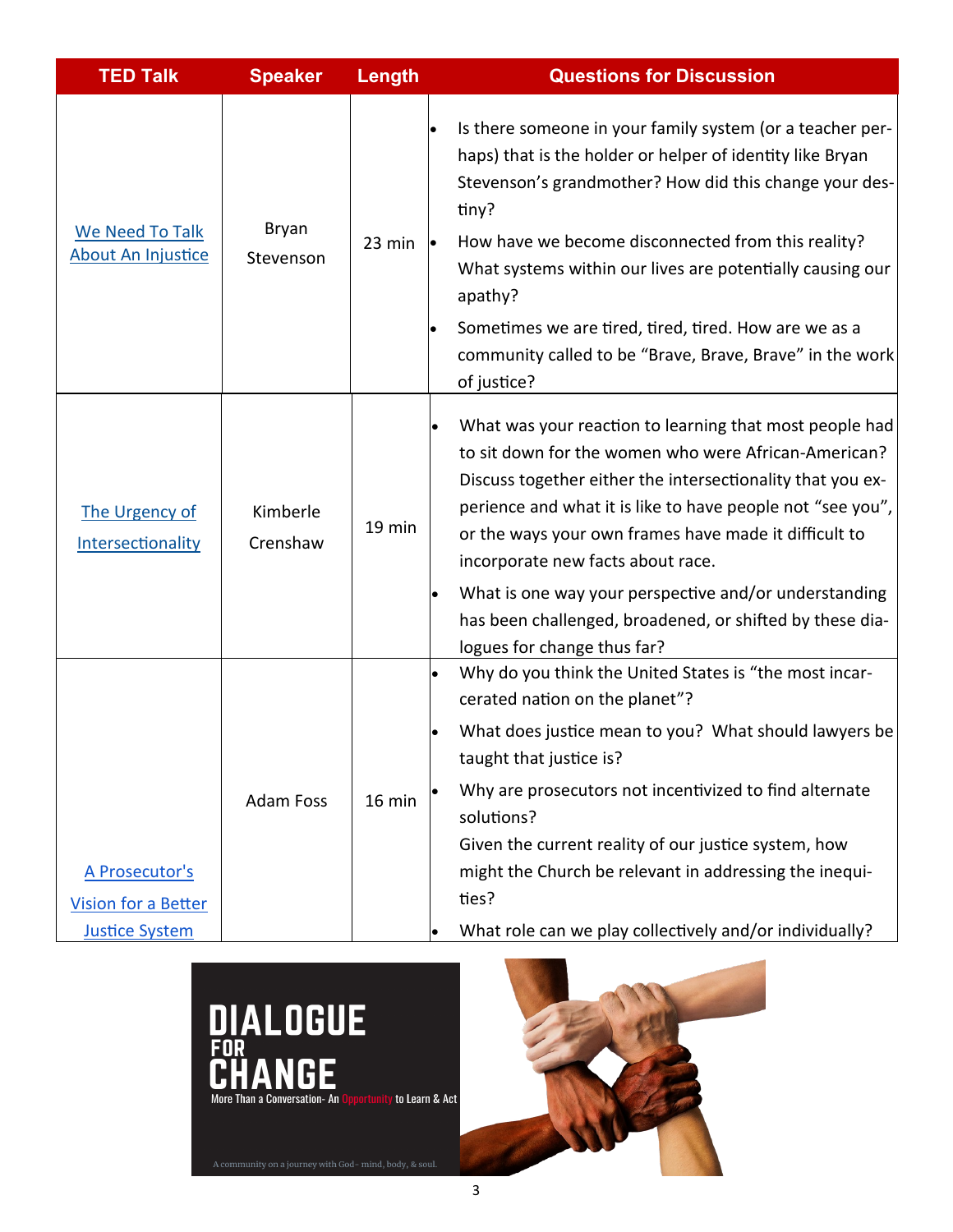| TED Talk | Speaker | Length | Questions for Discussion |
|---|---|---|---|
| We Need To Talk About An Injustice | Bryan Stevenson | 23 min | • Is there someone in your family system (or a teacher perhaps) that is the holder or helper of identity like Bryan Stevenson's grandmother? How did this change your destiny?<br>• How have we become disconnected from this reality? What systems within our lives are potentially causing our apathy?<br>• Sometimes we are tired, tired, tired. How are we as a community called to be "Brave, Brave, Brave" in the work of justice? |
| The Urgency of Intersectionality | Kimberle Crenshaw | 19 min | • What was your reaction to learning that most people had to sit down for the women who were African-American? Discuss together either the intersectionality that you experience and what it is like to have people not "see you", or the ways your own frames have made it difficult to incorporate new facts about race.<br>• What is one way your perspective and/or understanding has been challenged, broadened, or shifted by these dialogues for change thus far? |
| A Prosecutor's Vision for a Better Justice System | Adam Foss | 16 min | • Why do you think the United States is "the most incarcerated nation on the planet"?<br>• What does justice mean to you? What should lawyers be taught that justice is?<br>• Why are prosecutors not incentivized to find alternate solutions? Given the current reality of our justice system, how might the Church be relevant in addressing the inequities?<br>• What role can we play collectively and/or individually? |

**DIALOGUE FOR CHANGE**

More Than a Conversation- An Opportunity to Learn & Act

A community on a journey with God - mind, body, & soul.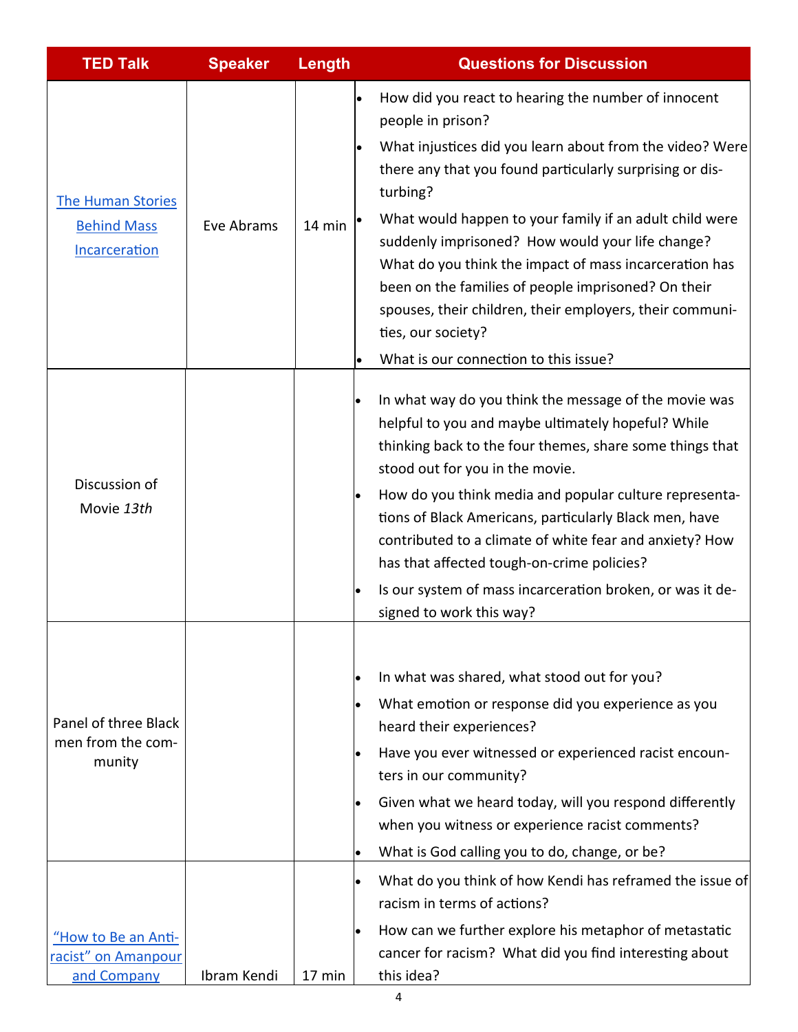| TED Talk | Speaker | Length | Questions for Discussion |
|---|---|---|---|
| The Human Stories Behind Mass Incarceration | Eve Abrams | 14 min | • How did you react to hearing the number of innocent people in prison?<br>• What injustices did you learn about from the video? Were there any that you found particularly surprising or disturbing?<br>• What would happen to your family if an adult child were suddenly imprisoned? How would your life change? What do you think the impact of mass incarceration has been on the families of people imprisoned? On their spouses, their children, their employers, their communities, our society?<br>• What is our connection to this issue? |
| Discussion of Movie *13th* | | | • In what way do you think the message of the movie was helpful to you and maybe ultimately hopeful? While thinking back to the four themes, share some things that stood out for you in the movie.<br>• How do you think media and popular culture representations of Black Americans, particularly Black men, have contributed to a climate of white fear and anxiety? How has that affected tough-on-crime policies?<br>• Is our system of mass incarceration broken, or was it designed to work this way? |
| Panel of three Black men from the community | | | • In what was shared, what stood out for you?<br>• What emotion or response did you experience as you heard their experiences?<br>• Have you ever witnessed or experienced racist encounters in our community?<br>• Given what we heard today, will you respond differently when you witness or experience racist comments?<br>• What is God calling you to do, change, or be? |
| "How to Be an Anti-racist" on Amanpour and Company | Ibram Kendi | 17 min | • What do you think of how Kendi has reframed the issue of racism in terms of actions?<br>• How can we further explore his metaphor of metastatic cancer for racism? What did you find interesting about this idea? |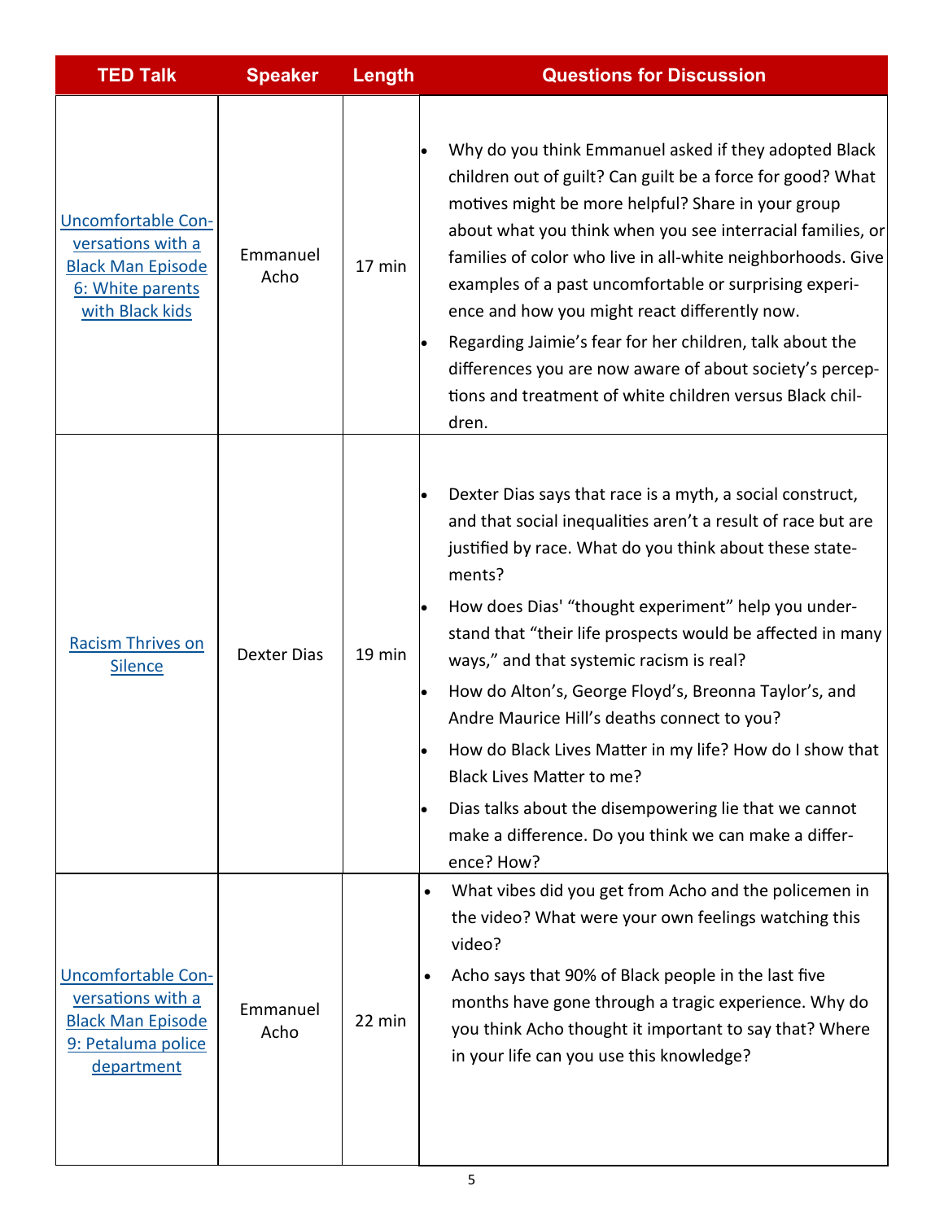| TED Talk | Speaker | Length | Questions for Discussion |
|---|---|---|---|
| Uncomfortable Conversations with a Black Man Episode 6: White parents with Black kids | Emmanuel Acho | 17 min | • Why do you think Emmanuel asked if they adopted Black children out of guilt? Can guilt be a force for good? What motives might be more helpful? Share in your group about what you think when you see interracial families, or families of color who live in all-white neighborhoods. Give examples of a past uncomfortable or surprising experience and how you might react differently now.<br>• Regarding Jaimie's fear for her children, talk about the differences you are now aware of about society's perceptions and treatment of white children versus Black children. |
| Racism Thrives on Silence | Dexter Dias | 19 min | • Dexter Dias says that race is a myth, a social construct, and that social inequalities aren't a result of race but are justified by race. What do you think about these statements?<br>• How does Dias' "thought experiment" help you understand that "their life prospects would be affected in many ways," and that systemic racism is real?<br>• How do Alton's, George Floyd's, Breonna Taylor's, and Andre Maurice Hill's deaths connect to you?<br>• How do Black Lives Matter in my life? How do I show that Black Lives Matter to me?<br>• Dias talks about the disempowering lie that we cannot make a difference. Do you think we can make a difference? How? |
| Uncomfortable Conversations with a Black Man Episode 9: Petaluma police department | Emmanuel Acho | 22 min | • What vibes did you get from Acho and the policemen in the video? What were your own feelings watching this video?<br>• Acho says that 90% of Black people in the last five months have gone through a tragic experience. Why do you think Acho thought it important to say that? Where in your life can you use this knowledge? |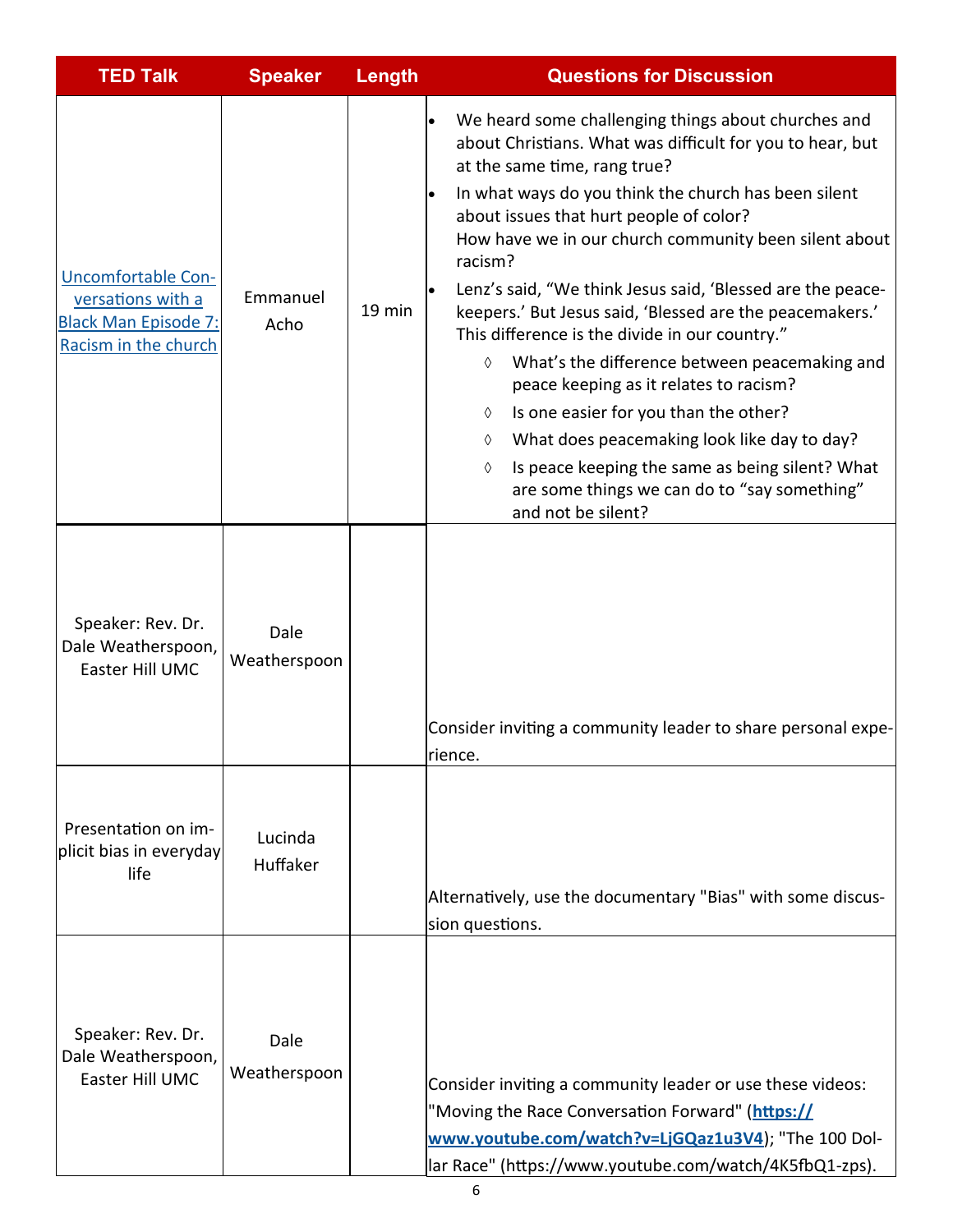| TED Talk | Speaker | Length | Questions for Discussion |
|---|---|---|---|
| [Uncomfortable Conversations with a Black Man Episode 7: Racism in the church]() | Emmanuel Acho | 19 min | • We heard some challenging things about churches and about Christians. What was difficult for you to hear, but at the same time, rang true?<br>• In what ways do you think the church has been silent about issues that hurt people of color? How have we in our church community been silent about racism?<br>• Lenz's said, "We think Jesus said, 'Blessed are the peace-keepers.' But Jesus said, 'Blessed are the peacemakers.' This difference is the divide in our country."<br>◊ What's the difference between peacemaking and peace keeping as it relates to racism?<br>◊ Is one easier for you than the other?<br>◊ What does peacemaking look like day to day?<br>◊ Is peace keeping the same as being silent? What are some things we can do to "say something" and not be silent? |
| Speaker: Rev. Dr. Dale Weatherspoon, Easter Hill UMC | Dale Weatherspoon | | Consider inviting a community leader to share personal experience. |
| Presentation on implicit bias in everyday life | Lucinda Huffaker | | Alternatively, use the documentary "Bias" with some discussion questions. |
| Speaker: Rev. Dr. Dale Weatherspoon, Easter Hill UMC | Dale Weatherspoon | | Consider inviting a community leader or use these videos: "Moving the Race Conversation Forward" (**https://www.youtube.com/watch?v=LjGQaz1u3V4**); "The 100 Dollar Race" (https://www.youtube.com/watch/4K5fbQ1-zps). |